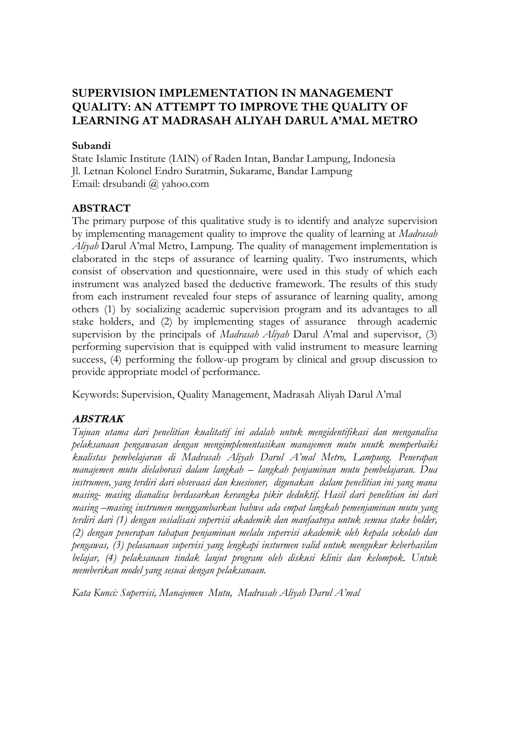# SUPERVISION IMPLEMENTATION IN MANAGEMENT QUALITY: AN ATTEMPT TO IMPROVE THE QUALITY OF LEARNING AT MADRASAH ALIYAH DARUL A'MAL METRO

**Subandi**

State Islamic Institute (IAIN) of Raden Intan, Bandar Lampung, Indonesia
Jl. Letnan Kolonel Endro Suratmin, Sukarame, Bandar Lampung
Email: drsubandi @ yahoo.com

## ABSTRACT

The primary purpose of this qualitative study is to identify and analyze supervision by implementing management quality to improve the quality of learning at *Madrasah Aliyah* Darul A'mal Metro, Lampung. The quality of management implementation is elaborated in the steps of assurance of learning quality. Two instruments, which consist of observation and questionnaire, were used in this study of which each instrument was analyzed based the deductive framework. The results of this study from each instrument revealed four steps of assurance of learning quality, among others (1) by socializing academic supervision program and its advantages to all stake holders, and (2) by implementing stages of assurance through academic supervision by the principals of *Madrasah Aliyah* Darul A'mal and supervisor, (3) performing supervision that is equipped with valid instrument to measure learning success, (4) performing the follow-up program by clinical and group discussion to provide appropriate model of performance.

Keywords: Supervision, Quality Management, Madrasah Aliyah Darul A'mal

## *ABSTRAK*

*Tujuan utama dari penelitian kualitatif ini adalah untuk mengidentifikasi dan menganalisa pelaksanaan pengawasan dengan mengimplementasikan manajemen mutu unutk memperbaiki kualistas pembelajaran di Madrasah Aliyah Darul A'mal Metro, Lampung. Penerapan manajemen mutu dielaborasi dalam langkah – langkah penjaminan mutu pembelajaran. Dua instrumen, yang terdiri dari obsevaasi dan kuesioner, digunakan dalam penelitian ini yang mana masing- masing dianalisa berdasarkan kerangka pikir deduktif. Hasil dari penelitian ini dari masing –masing instrumen menggambarkan bahwa ada empat langkah pemenjaminan mutu yang terdiri dari (1) dengan sosialisasi supervisi akademik dan manfaatnya untuk semua stake holder, (2) dengan penerapan tahapan penjaminan melalu supervisi akademik oleh kepala sekolah dan pengawas, (3) pelasanaan supervisi yang lengkapi insturmen valid untuk mengukur keberhasilan belajar, (4) pelaksanaan tindak lanjut program oleh diskusi klinis dan kelompok. Untuk memberikan model yang sesuai dengan pelaksanaan.*

*Kata Kunci: Supervisi, Manajemen Mutu, Madrasah Aliyah Darul A'mal*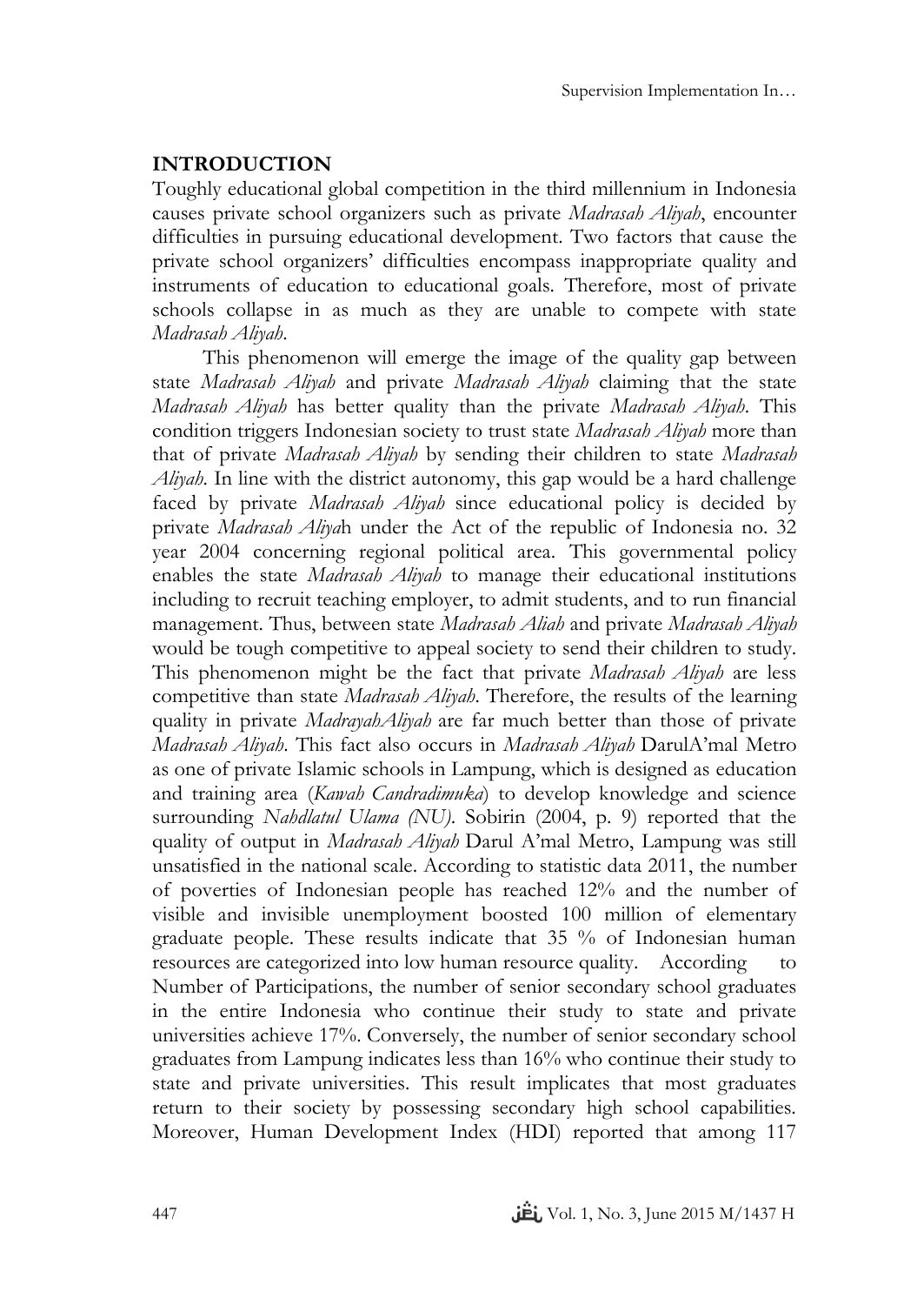## INTRODUCTION

Toughly educational global competition in the third millennium in Indonesia causes private school organizers such as private *Madrasah Aliyah*, encounter difficulties in pursuing educational development. Two factors that cause the private school organizers' difficulties encompass inappropriate quality and instruments of education to educational goals. Therefore, most of private schools collapse in as much as they are unable to compete with state *Madrasah Aliyah*.

This phenomenon will emerge the image of the quality gap between state *Madrasah Aliyah* and private *Madrasah Aliyah* claiming that the state *Madrasah Aliyah* has better quality than the private *Madrasah Aliyah*. This condition triggers Indonesian society to trust state *Madrasah Aliyah* more than that of private *Madrasah Aliyah* by sending their children to state *Madrasah Aliyah*. In line with the district autonomy, this gap would be a hard challenge faced by private *Madrasah Aliyah* since educational policy is decided by private *Madrasah Aliya*h under the Act of the republic of Indonesia no. 32 year 2004 concerning regional political area. This governmental policy enables the state *Madrasah Aliyah* to manage their educational institutions including to recruit teaching employer, to admit students, and to run financial management. Thus, between state *Madrasah Aliah* and private *Madrasah Aliyah* would be tough competitive to appeal society to send their children to study. This phenomenon might be the fact that private *Madrasah Aliyah* are less competitive than state *Madrasah Aliyah*. Therefore, the results of the learning quality in private *MadrayahAliyah* are far much better than those of private *Madrasah Aliyah*. This fact also occurs in *Madrasah Aliyah* DarulA'mal Metro as one of private Islamic schools in Lampung, which is designed as education and training area (*Kawah Candradimuka*) to develop knowledge and science surrounding *Nahdlatul Ulama (NU)*. Sobirin (2004, p. 9) reported that the quality of output in *Madrasah Aliyah* Darul A'mal Metro, Lampung was still unsatisfied in the national scale. According to statistic data 2011, the number of poverties of Indonesian people has reached 12% and the number of visible and invisible unemployment boosted 100 million of elementary graduate people. These results indicate that 35 % of Indonesian human resources are categorized into low human resource quality. According to Number of Participations, the number of senior secondary school graduates in the entire Indonesia who continue their study to state and private universities achieve 17%. Conversely, the number of senior secondary school graduates from Lampung indicates less than 16% who continue their study to state and private universities. This result implicates that most graduates return to their society by possessing secondary high school capabilities. Moreover, Human Development Index (HDI) reported that among 117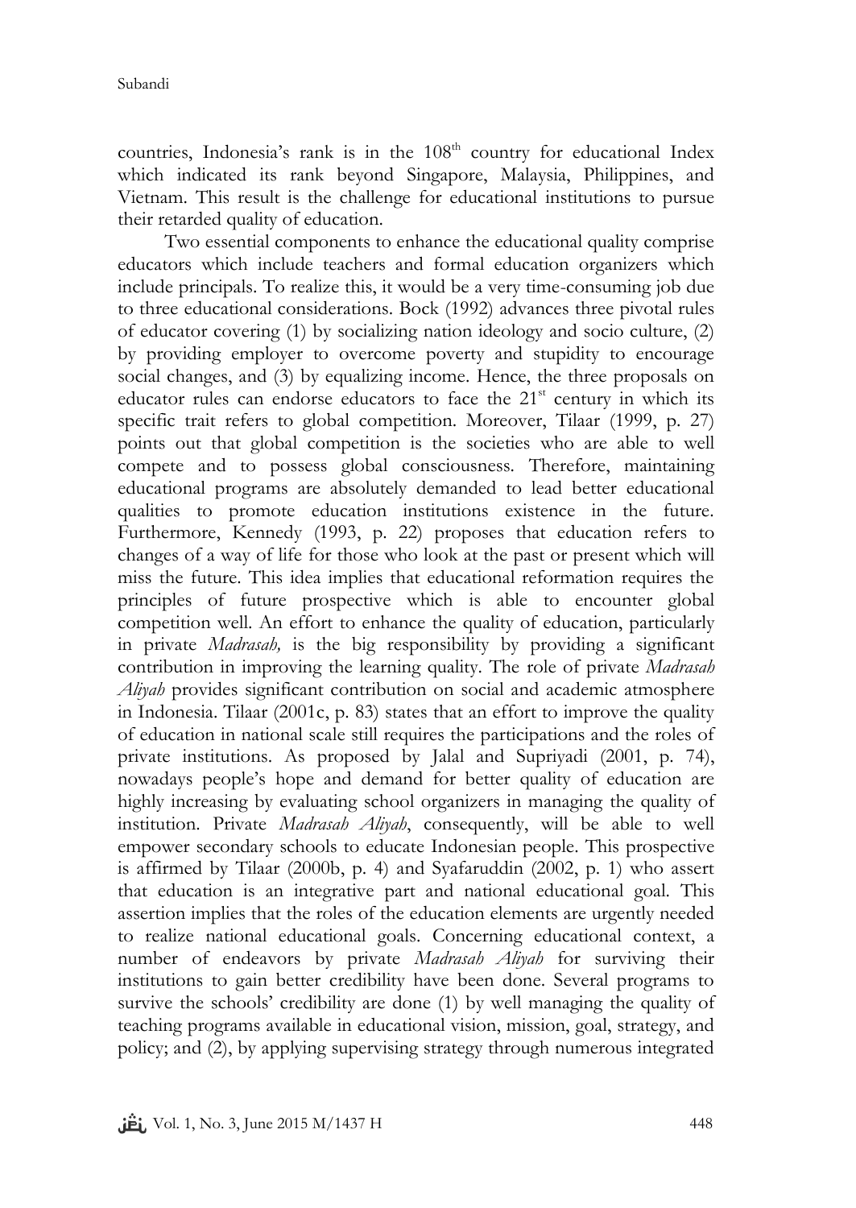countries, Indonesia's rank is in the 108th country for educational Index which indicated its rank beyond Singapore, Malaysia, Philippines, and Vietnam. This result is the challenge for educational institutions to pursue their retarded quality of education.

Two essential components to enhance the educational quality comprise educators which include teachers and formal education organizers which include principals. To realize this, it would be a very time-consuming job due to three educational considerations. Bock (1992) advances three pivotal rules of educator covering (1) by socializing nation ideology and socio culture, (2) by providing employer to overcome poverty and stupidity to encourage social changes, and (3) by equalizing income. Hence, the three proposals on educator rules can endorse educators to face the 21st century in which its specific trait refers to global competition. Moreover, Tilaar (1999, p. 27) points out that global competition is the societies who are able to well compete and to possess global consciousness. Therefore, maintaining educational programs are absolutely demanded to lead better educational qualities to promote education institutions existence in the future. Furthermore, Kennedy (1993, p. 22) proposes that education refers to changes of a way of life for those who look at the past or present which will miss the future. This idea implies that educational reformation requires the principles of future prospective which is able to encounter global competition well. An effort to enhance the quality of education, particularly in private *Madrasah,* is the big responsibility by providing a significant contribution in improving the learning quality. The role of private *Madrasah Aliyah* provides significant contribution on social and academic atmosphere in Indonesia. Tilaar (2001c, p. 83) states that an effort to improve the quality of education in national scale still requires the participations and the roles of private institutions. As proposed by Jalal and Supriyadi (2001, p. 74), nowadays people's hope and demand for better quality of education are highly increasing by evaluating school organizers in managing the quality of institution. Private *Madrasah Aliyah*, consequently, will be able to well empower secondary schools to educate Indonesian people. This prospective is affirmed by Tilaar (2000b, p. 4) and Syafaruddin (2002, p. 1) who assert that education is an integrative part and national educational goal. This assertion implies that the roles of the education elements are urgently needed to realize national educational goals. Concerning educational context, a number of endeavors by private *Madrasah Aliyah* for surviving their institutions to gain better credibility have been done. Several programs to survive the schools' credibility are done (1) by well managing the quality of teaching programs available in educational vision, mission, goal, strategy, and policy; and (2), by applying supervising strategy through numerous integrated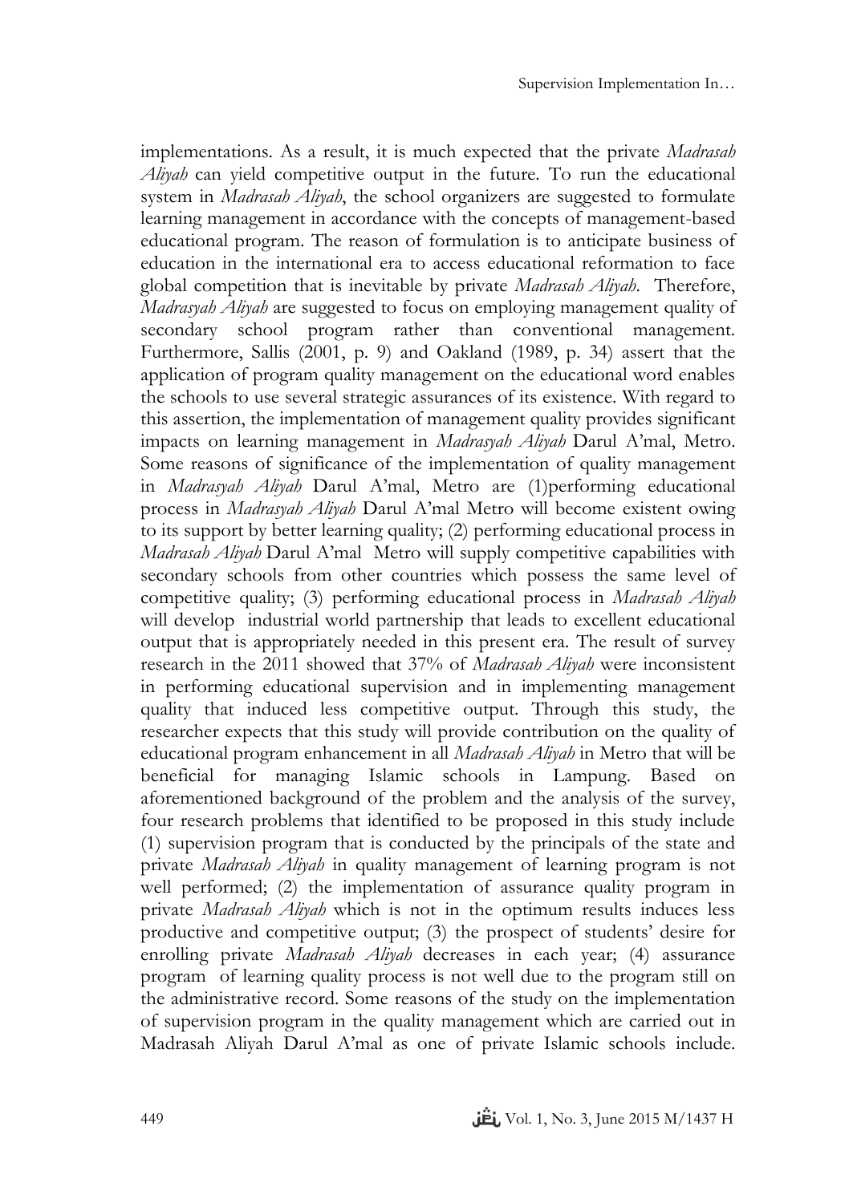implementations. As a result, it is much expected that the private *Madrasah Aliyah* can yield competitive output in the future. To run the educational system in *Madrasah Aliyah*, the school organizers are suggested to formulate learning management in accordance with the concepts of management-based educational program. The reason of formulation is to anticipate business of education in the international era to access educational reformation to face global competition that is inevitable by private *Madrasah Aliyah*. Therefore, *Madrasyah Aliyah* are suggested to focus on employing management quality of secondary school program rather than conventional management. Furthermore, Sallis (2001, p. 9) and Oakland (1989, p. 34) assert that the application of program quality management on the educational word enables the schools to use several strategic assurances of its existence. With regard to this assertion, the implementation of management quality provides significant impacts on learning management in *Madrasyah Aliyah* Darul A'mal, Metro. Some reasons of significance of the implementation of quality management in *Madrasyah Aliyah* Darul A'mal, Metro are (1)performing educational process in *Madrasyah Aliyah* Darul A'mal Metro will become existent owing to its support by better learning quality; (2) performing educational process in *Madrasah Aliyah* Darul A'mal Metro will supply competitive capabilities with secondary schools from other countries which possess the same level of competitive quality; (3) performing educational process in *Madrasah Aliyah* will develop industrial world partnership that leads to excellent educational output that is appropriately needed in this present era. The result of survey research in the 2011 showed that 37% of *Madrasah Aliyah* were inconsistent in performing educational supervision and in implementing management quality that induced less competitive output. Through this study, the researcher expects that this study will provide contribution on the quality of educational program enhancement in all *Madrasah Aliyah* in Metro that will be beneficial for managing Islamic schools in Lampung. Based on aforementioned background of the problem and the analysis of the survey, four research problems that identified to be proposed in this study include (1) supervision program that is conducted by the principals of the state and private *Madrasah Aliyah* in quality management of learning program is not well performed; (2) the implementation of assurance quality program in private *Madrasah Aliyah* which is not in the optimum results induces less productive and competitive output; (3) the prospect of students' desire for enrolling private *Madrasah Aliyah* decreases in each year; (4) assurance program of learning quality process is not well due to the program still on the administrative record. Some reasons of the study on the implementation of supervision program in the quality management which are carried out in Madrasah Aliyah Darul A'mal as one of private Islamic schools include.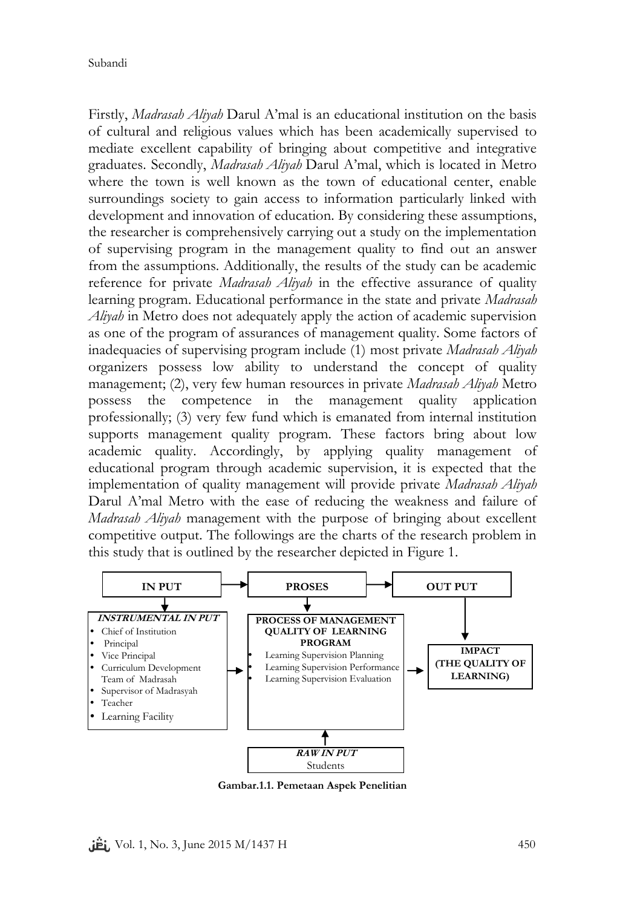Firstly, *Madrasah Aliyah* Darul A'mal is an educational institution on the basis of cultural and religious values which has been academically supervised to mediate excellent capability of bringing about competitive and integrative graduates. Secondly, *Madrasah Aliyah* Darul A'mal, which is located in Metro where the town is well known as the town of educational center, enable surroundings society to gain access to information particularly linked with development and innovation of education. By considering these assumptions, the researcher is comprehensively carrying out a study on the implementation of supervising program in the management quality to find out an answer from the assumptions. Additionally, the results of the study can be academic reference for private *Madrasah Aliyah* in the effective assurance of quality learning program. Educational performance in the state and private *Madrasah Aliyah* in Metro does not adequately apply the action of academic supervision as one of the program of assurances of management quality. Some factors of inadequacies of supervising program include (1) most private *Madrasah Aliyah* organizers possess low ability to understand the concept of quality management; (2), very few human resources in private *Madrasah Aliyah* Metro possess the competence in the management quality application professionally; (3) very few fund which is emanated from internal institution supports management quality program. These factors bring about low academic quality. Accordingly, by applying quality management of educational program through academic supervision, it is expected that the implementation of quality management will provide private *Madrasah Aliyah* Darul A'mal Metro with the ease of reducing the weakness and failure of *Madrasah Aliyah* management with the purpose of bringing about excellent competitive output. The followings are the charts of the research problem in this study that is outlined by the researcher depicted in Figure 1.

**IN PUT** → **PROSES** → **OUT PUT**

***INSTRUMENTAL IN PUT***
- Chief of Institution
- Principal
- Vice Principal
- Curriculum Development Team of Madrasah
- Supervisor of Madrasyah
- Teacher
- Learning Facility

**PROCESS OF MANAGEMENT QUALITY OF LEARNING PROGRAM**
- Learning Supervision Planning
- Learning Supervision Performance
- Learning Supervision Evaluation

**IMPACT (THE QUALITY OF LEARNING)**

***RAW IN PUT***
Students

**Gambar.1.1. Pemetaan Aspek Penelitian**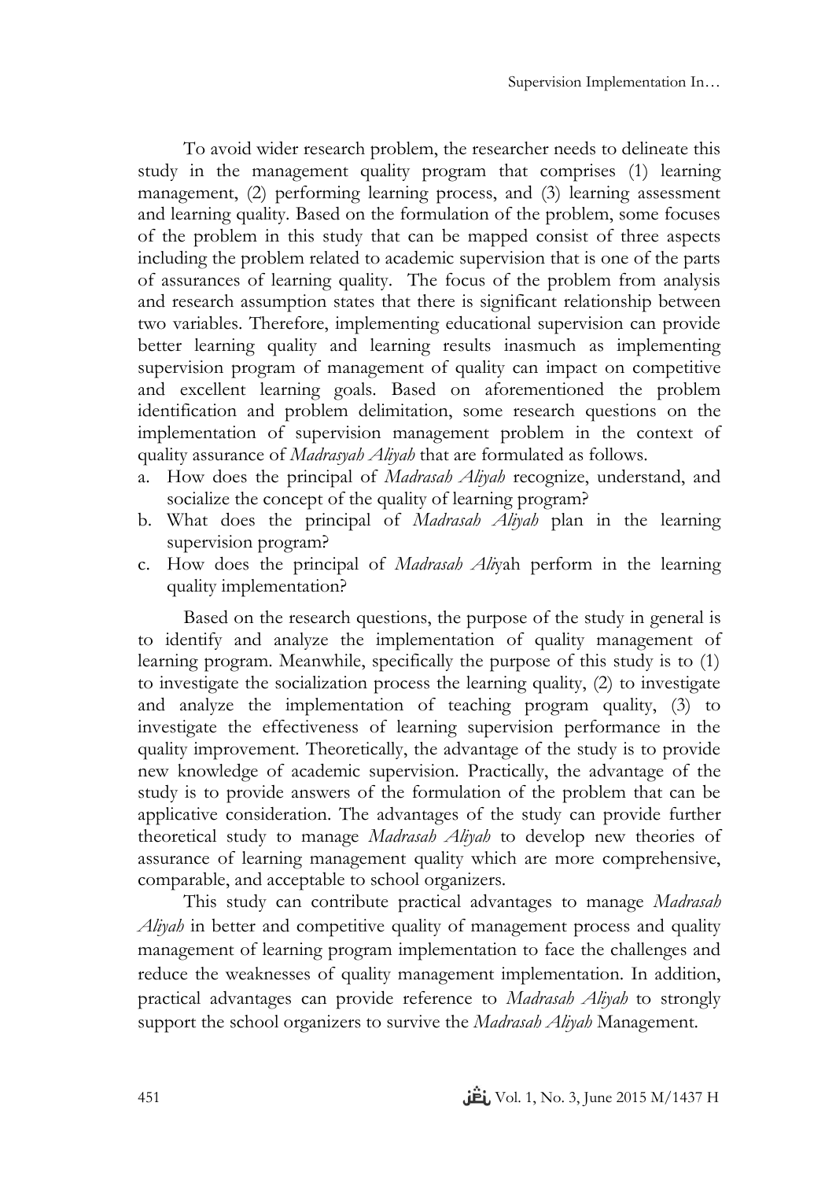To avoid wider research problem, the researcher needs to delineate this study in the management quality program that comprises (1) learning management, (2) performing learning process, and (3) learning assessment and learning quality. Based on the formulation of the problem, some focuses of the problem in this study that can be mapped consist of three aspects including the problem related to academic supervision that is one of the parts of assurances of learning quality. The focus of the problem from analysis and research assumption states that there is significant relationship between two variables. Therefore, implementing educational supervision can provide better learning quality and learning results inasmuch as implementing supervision program of management of quality can impact on competitive and excellent learning goals. Based on aforementioned the problem identification and problem delimitation, some research questions on the implementation of supervision management problem in the context of quality assurance of *Madrasyah Aliyah* that are formulated as follows.

a. How does the principal of *Madrasah Aliyah* recognize, understand, and socialize the concept of the quality of learning program?
b. What does the principal of *Madrasah Aliyah* plan in the learning supervision program?
c. How does the principal of *Madrasah Ali*yah perform in the learning quality implementation?

Based on the research questions, the purpose of the study in general is to identify and analyze the implementation of quality management of learning program. Meanwhile, specifically the purpose of this study is to (1) to investigate the socialization process the learning quality, (2) to investigate and analyze the implementation of teaching program quality, (3) to investigate the effectiveness of learning supervision performance in the quality improvement. Theoretically, the advantage of the study is to provide new knowledge of academic supervision. Practically, the advantage of the study is to provide answers of the formulation of the problem that can be applicative consideration. The advantages of the study can provide further theoretical study to manage *Madrasah Aliyah* to develop new theories of assurance of learning management quality which are more comprehensive, comparable, and acceptable to school organizers.

This study can contribute practical advantages to manage *Madrasah Aliyah* in better and competitive quality of management process and quality management of learning program implementation to face the challenges and reduce the weaknesses of quality management implementation. In addition, practical advantages can provide reference to *Madrasah Aliyah* to strongly support the school organizers to survive the *Madrasah Aliyah* Management.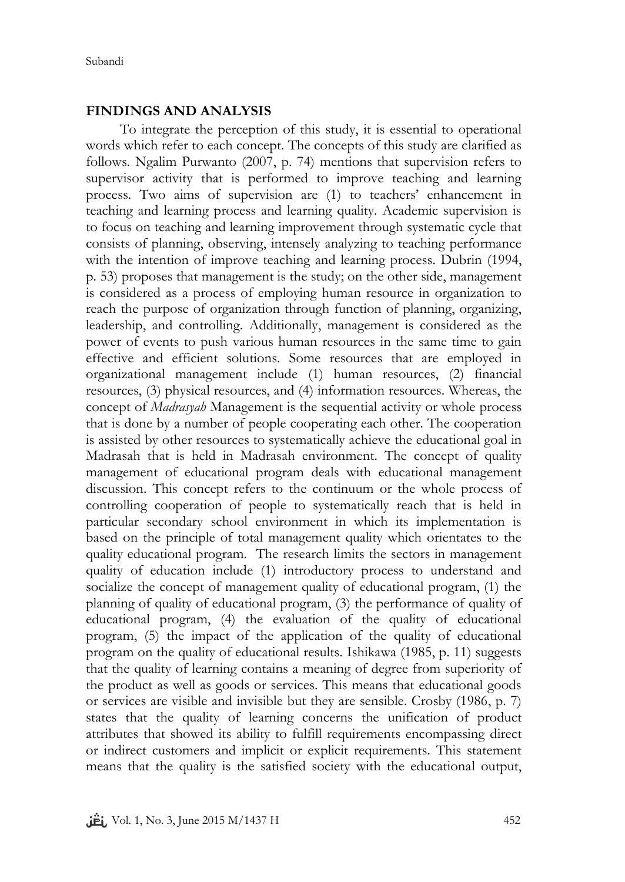## FINDINGS AND ANALYSIS

To integrate the perception of this study, it is essential to operational words which refer to each concept. The concepts of this study are clarified as follows. Ngalim Purwanto (2007, p. 74) mentions that supervision refers to supervisor activity that is performed to improve teaching and learning process. Two aims of supervision are (1) to teachers' enhancement in teaching and learning process and learning quality. Academic supervision is to focus on teaching and learning improvement through systematic cycle that consists of planning, observing, intensely analyzing to teaching performance with the intention of improve teaching and learning process. Dubrin (1994, p. 53) proposes that management is the study; on the other side, management is considered as a process of employing human resource in organization to reach the purpose of organization through function of planning, organizing, leadership, and controlling. Additionally, management is considered as the power of events to push various human resources in the same time to gain effective and efficient solutions. Some resources that are employed in organizational management include (1) human resources, (2) financial resources, (3) physical resources, and (4) information resources. Whereas, the concept of *Madrasyah* Management is the sequential activity or whole process that is done by a number of people cooperating each other. The cooperation is assisted by other resources to systematically achieve the educational goal in Madrasah that is held in Madrasah environment. The concept of quality management of educational program deals with educational management discussion. This concept refers to the continuum or the whole process of controlling cooperation of people to systematically reach that is held in particular secondary school environment in which its implementation is based on the principle of total management quality which orientates to the quality educational program. The research limits the sectors in management quality of education include (1) introductory process to understand and socialize the concept of management quality of educational program, (1) the planning of quality of educational program, (3) the performance of quality of educational program, (4) the evaluation of the quality of educational program, (5) the impact of the application of the quality of educational program on the quality of educational results. Ishikawa (1985, p. 11) suggests that the quality of learning contains a meaning of degree from superiority of the product as well as goods or services. This means that educational goods or services are visible and invisible but they are sensible. Crosby (1986, p. 7) states that the quality of learning concerns the unification of product attributes that showed its ability to fulfill requirements encompassing direct or indirect customers and implicit or explicit requirements. This statement means that the quality is the satisfied society with the educational output,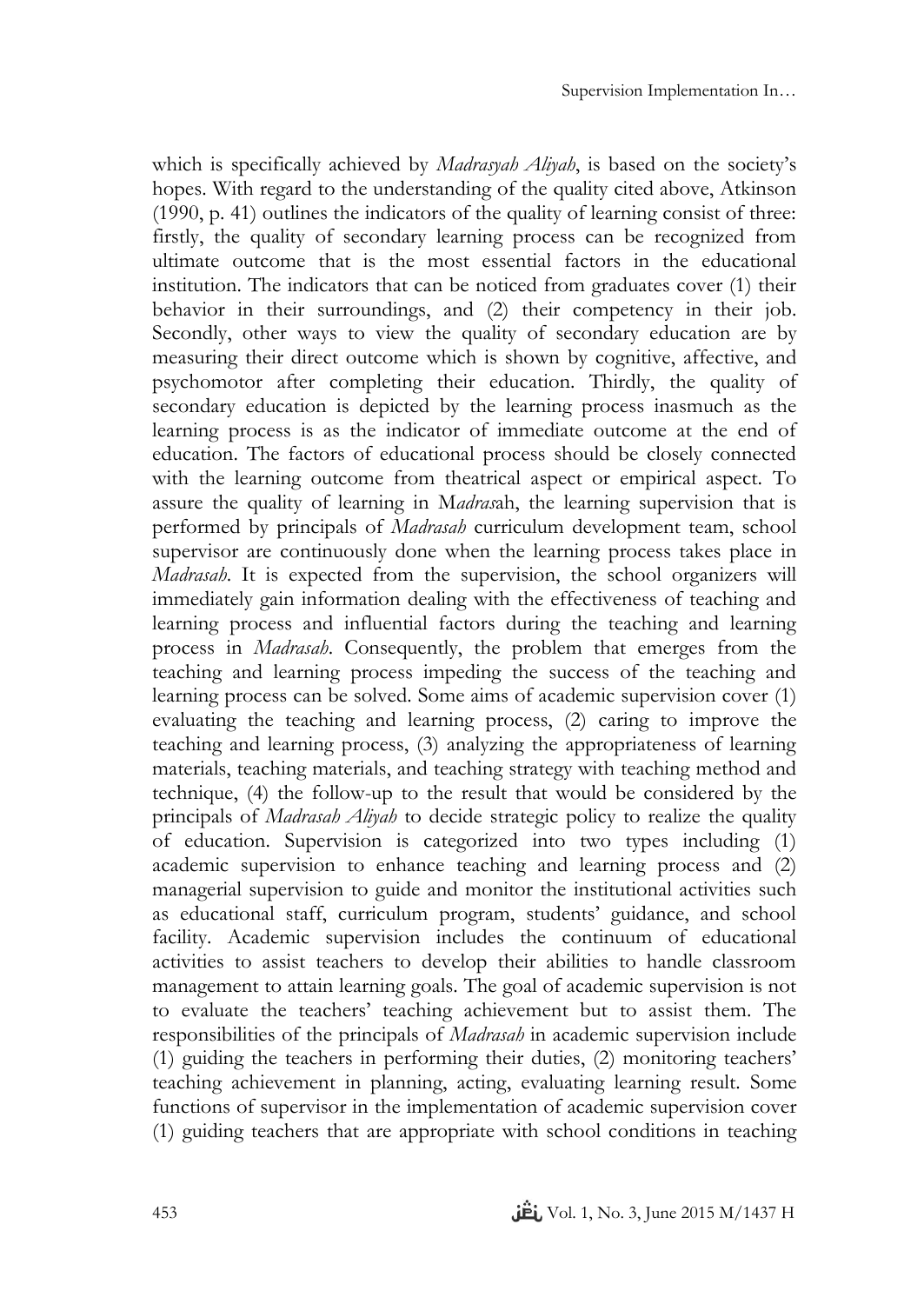which is specifically achieved by *Madrasyah Aliyah*, is based on the society's hopes. With regard to the understanding of the quality cited above, Atkinson (1990, p. 41) outlines the indicators of the quality of learning consist of three: firstly, the quality of secondary learning process can be recognized from ultimate outcome that is the most essential factors in the educational institution. The indicators that can be noticed from graduates cover (1) their behavior in their surroundings, and (2) their competency in their job. Secondly, other ways to view the quality of secondary education are by measuring their direct outcome which is shown by cognitive, affective, and psychomotor after completing their education. Thirdly, the quality of secondary education is depicted by the learning process inasmuch as the learning process is as the indicator of immediate outcome at the end of education. The factors of educational process should be closely connected with the learning outcome from theatrical aspect or empirical aspect. To assure the quality of learning in M*adras*ah, the learning supervision that is performed by principals of *Madrasah* curriculum development team, school supervisor are continuously done when the learning process takes place in *Madrasah*. It is expected from the supervision, the school organizers will immediately gain information dealing with the effectiveness of teaching and learning process and influential factors during the teaching and learning process in *Madrasah*. Consequently, the problem that emerges from the teaching and learning process impeding the success of the teaching and learning process can be solved. Some aims of academic supervision cover (1) evaluating the teaching and learning process, (2) caring to improve the teaching and learning process, (3) analyzing the appropriateness of learning materials, teaching materials, and teaching strategy with teaching method and technique, (4) the follow-up to the result that would be considered by the principals of *Madrasah Aliyah* to decide strategic policy to realize the quality of education. Supervision is categorized into two types including (1) academic supervision to enhance teaching and learning process and (2) managerial supervision to guide and monitor the institutional activities such as educational staff, curriculum program, students' guidance, and school facility. Academic supervision includes the continuum of educational activities to assist teachers to develop their abilities to handle classroom management to attain learning goals. The goal of academic supervision is not to evaluate the teachers' teaching achievement but to assist them. The responsibilities of the principals of *Madrasah* in academic supervision include (1) guiding the teachers in performing their duties, (2) monitoring teachers' teaching achievement in planning, acting, evaluating learning result. Some functions of supervisor in the implementation of academic supervision cover (1) guiding teachers that are appropriate with school conditions in teaching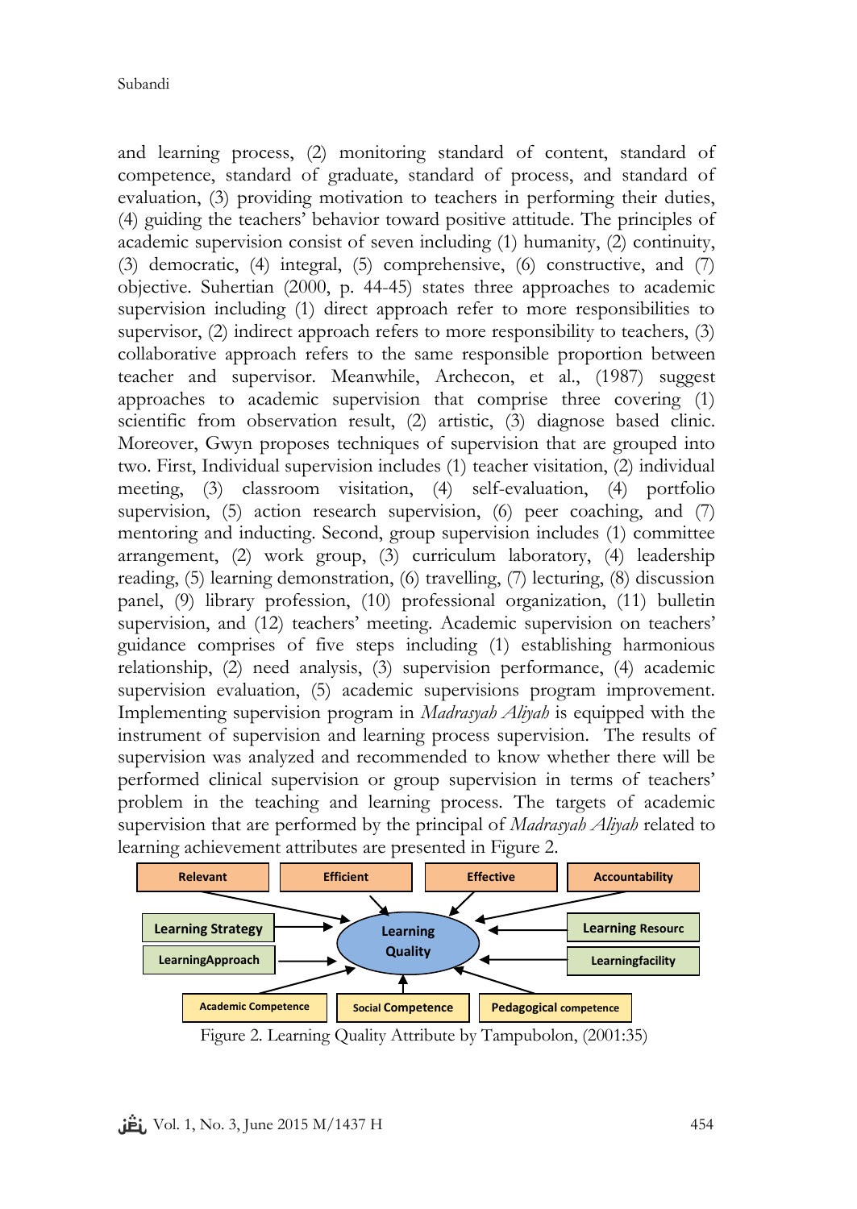and learning process, (2) monitoring standard of content, standard of competence, standard of graduate, standard of process, and standard of evaluation, (3) providing motivation to teachers in performing their duties, (4) guiding the teachers' behavior toward positive attitude. The principles of academic supervision consist of seven including (1) humanity, (2) continuity, (3) democratic, (4) integral, (5) comprehensive, (6) constructive, and (7) objective. Suhertian (2000, p. 44-45) states three approaches to academic supervision including (1) direct approach refer to more responsibilities to supervisor, (2) indirect approach refers to more responsibility to teachers, (3) collaborative approach refers to the same responsible proportion between teacher and supervisor. Meanwhile, Archecon, et al., (1987) suggest approaches to academic supervision that comprise three covering (1) scientific from observation result, (2) artistic, (3) diagnose based clinic. Moreover, Gwyn proposes techniques of supervision that are grouped into two. First, Individual supervision includes (1) teacher visitation, (2) individual meeting, (3) classroom visitation, (4) self-evaluation, (4) portfolio supervision, (5) action research supervision, (6) peer coaching, and (7) mentoring and inducting. Second, group supervision includes (1) committee arrangement, (2) work group, (3) curriculum laboratory, (4) leadership reading, (5) learning demonstration, (6) travelling, (7) lecturing, (8) discussion panel, (9) library profession, (10) professional organization, (11) bulletin supervision, and (12) teachers' meeting. Academic supervision on teachers' guidance comprises of five steps including (1) establishing harmonious relationship, (2) need analysis, (3) supervision performance, (4) academic supervision evaluation, (5) academic supervisions program improvement. Implementing supervision program in *Madrasyah Aliyah* is equipped with the instrument of supervision and learning process supervision. The results of supervision was analyzed and recommended to know whether there will be performed clinical supervision or group supervision in terms of teachers' problem in the teaching and learning process. The targets of academic supervision that are performed by the principal of *Madrasyah Aliyah* related to learning achievement attributes are presented in Figure 2.

Relevant
Efficient
Effective
Accountability
Learning Strategy
LearningApproach
Learning Quality
Learning Resourc
Learningfacility
Academic Competence
Social Competence
Pedagogical competence

Figure 2. Learning Quality Attribute by Tampubolon, (2001:35)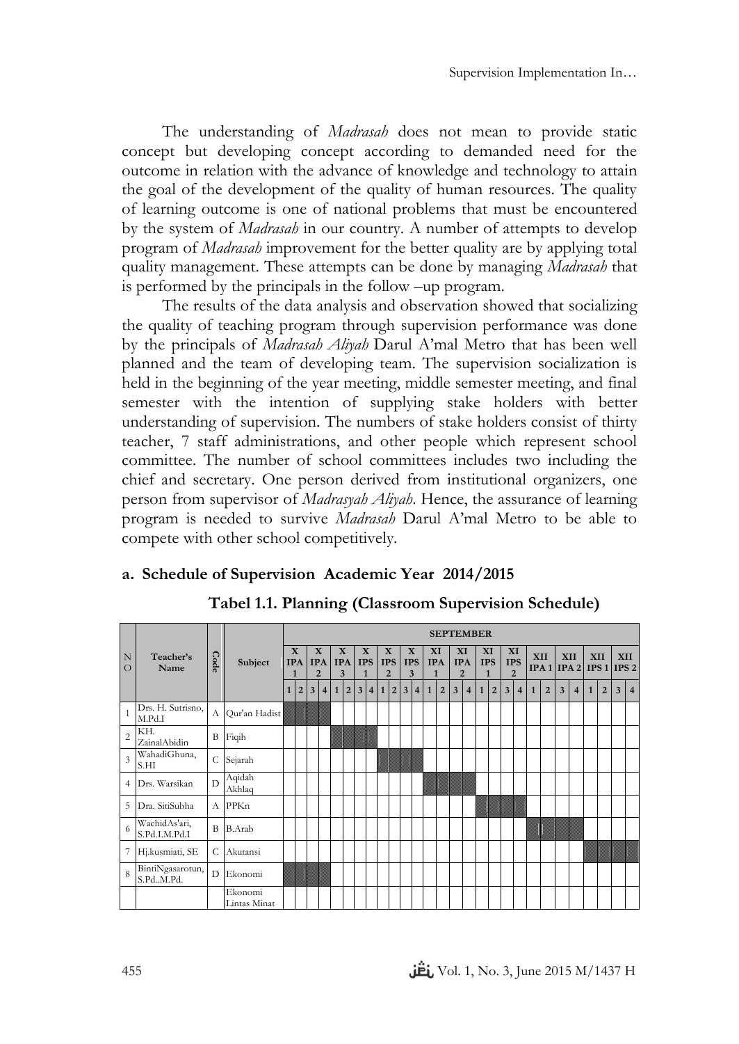The understanding of *Madrasah* does not mean to provide static concept but developing concept according to demanded need for the outcome in relation with the advance of knowledge and technology to attain the goal of the development of the quality of human resources. The quality of learning outcome is one of national problems that must be encountered by the system of *Madrasah* in our country. A number of attempts to develop program of *Madrasah* improvement for the better quality are by applying total quality management. These attempts can be done by managing *Madrasah* that is performed by the principals in the follow –up program.

The results of the data analysis and observation showed that socializing the quality of teaching program through supervision performance was done by the principals of *Madrasah Aliyah* Darul A'mal Metro that has been well planned and the team of developing team. The supervision socialization is held in the beginning of the year meeting, middle semester meeting, and final semester with the intention of supplying stake holders with better understanding of supervision. The numbers of stake holders consist of thirty teacher, 7 staff administrations, and other people which represent school committee. The number of school committees includes two including the chief and secretary. One person derived from institutional organizers, one person from supervisor of *Madrasyah Aliyah*. Hence, the assurance of learning program is needed to survive *Madrasah* Darul A'mal Metro to be able to compete with other school competitively.

**a. Schedule of Supervision Academic Year 2014/2015**

**Tabel 1.1. Planning (Classroom Supervision Schedule)**

| NO | Teacher's Name | Code | Subject | SEPTEMBER | | | | | | | | | | | | | | | | | | | | | | | | | | | |
|---|---|---|---|---|---|---|---|---|---|---|---|---|---|---|---|---|---|---|---|---|---|---|---|---|---|---|---|---|---|---|---|
| | | | | X IPA 1 | | X IPA 2 | | X IPA 3 | | X IPS 1 | | X IPS 2 | | X IPS 3 | | XI IPA 1 | | XI IPA 2 | | XI IPS 1 | | XI IPS 2 | | XII IPA 1 | | XII IPA 2 | | XII IPS 1 | | XII IPS 2 | |
| | | | | 1 | 2 | 3 | 4 | 1 | 2 | 3 | 4 | 1 | 2 | 3 | 4 | 1 | 2 | 3 | 4 | 1 | 2 | 3 | 4 | 1 | 2 | 3 | 4 | 1 | 2 | 3 | 4 |
| 1 | Drs. H. Sutrisno, M.Pd.I | A | Qur'an Hadist | | | | | | | | | | | | | | | | | | | | | | | | | | | | |
| 2 | KH. ZainalAbidin | B | Fiqih | | | | | | | | | | | | | | | | | | | | | | | | | | | | |
| 3 | WahadiGhuna, S.HI | C | Sejarah | | | | | | | | | | | | | | | | | | | | | | | | | | | | |
| 4 | Drs. Warsikan | D | Aqidah Akhlaq | | | | | | | | | | | | | | | | | | | | | | | | | | | | |
| 5 | Dra. SitiSubha | A | PPKn | | | | | | | | | | | | | | | | | | | | | | | | | | | | |
| 6 | WachidAs'ari, S.Pd.I.M.Pd.I | B | B.Arab | | | | | | | | | | | | | | | | | | | | | | | | | | | | |
| 7 | Hj.kusmiati, SE | C | Akutansi | | | | | | | | | | | | | | | | | | | | | | | | | | | | |
| 8 | BintiNgasarotun, S.Pd..M.Pd. | D | Ekonomi | | | | | | | | | | | | | | | | | | | | | | | | | | | | |
| | | | Ekonomi Lintas Minat | | | | | | | | | | | | | | | | | | | | | | | | | | | | |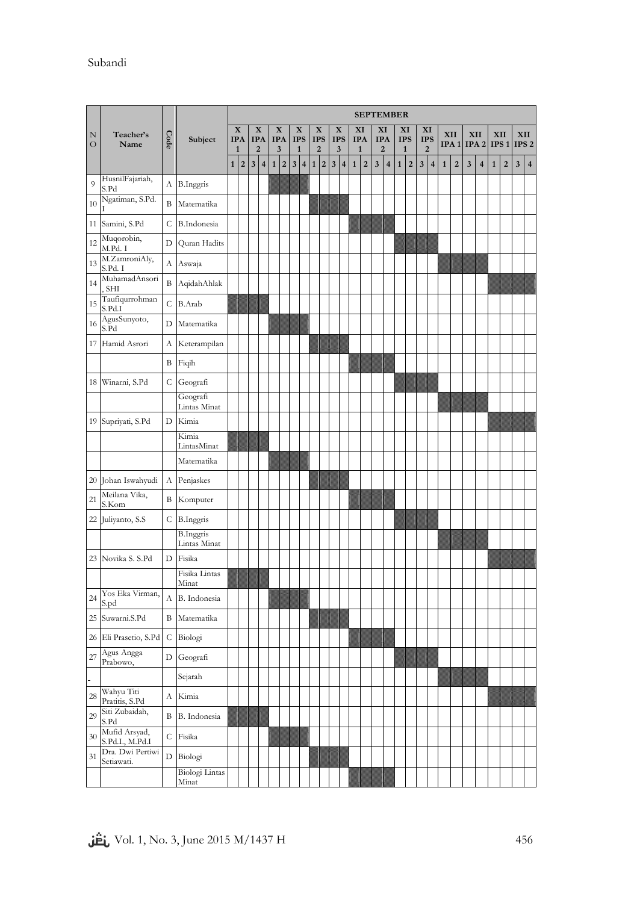| NO | Teacher's Name | Code | Subject | SEPTEMBER | | | | | | | | | | | | | | | | | | | | | | | | | | | |
|---|---|---|---|---|---|---|---|---|---|---|---|---|---|---|---|---|---|---|---|---|---|---|---|---|---|---|---|---|---|---|---|
| | | | | X IPA 1 | | X IPA 2 | | X IPA 3 | | X IPS 1 | | X IPS 2 | | X IPS 3 | | XI IPA 1 | | XI IPA 2 | | XI IPS 1 | | XI IPS 2 | | XII IPA 1 | | XII IPA 2 | | XII IPS 1 | | XII IPS 2 | |
| | | | | 1 | 2 | 3 | 4 | 1 | 2 | 3 | 4 | 1 | 2 | 3 | 4 | 1 | 2 | 3 | 4 | 1 | 2 | 3 | 4 | 1 | 2 | 3 | 4 | 1 | 2 | 3 | 4 |
| 9 | HusnilFajariah, S.Pd | A | B.Inggris | | | | | | | | | | | | | | | | | | | | | | | | | | | | |
| 10 | Ngatiman, S.Pd. I | B | Matematika | | | | | | | | | | | | | | | | | | | | | | | | | | | | |
| 11 | Samini, S.Pd | C | B.Indonesia | | | | | | | | | | | | | | | | | | | | | | | | | | | | |
| 12 | Muqorobin, M.Pd. I | D | Quran Hadits | | | | | | | | | | | | | | | | | | | | | | | | | | | | |
| 13 | M.ZamroniAly, S.Pd. I | A | Aswaja | | | | | | | | | | | | | | | | | | | | | | | | | | | | |
| 14 | MuhamadAnsori, SHI | B | AqidahAhlak | | | | | | | | | | | | | | | | | | | | | | | | | | | | |
| 15 | Taufiqurrohman S.Pd.I | C | B.Arab | | | | | | | | | | | | | | | | | | | | | | | | | | | | |
| 16 | AgusSunyoto, S.Pd | D | Matematika | | | | | | | | | | | | | | | | | | | | | | | | | | | | |
| 17 | Hamid Asrori | A | Keterampilan | | | | | | | | | | | | | | | | | | | | | | | | | | | | |
| | | B | Fiqih | | | | | | | | | | | | | | | | | | | | | | | | | | | | |
| 18 | Winarni, S.Pd | C | Geografi | | | | | | | | | | | | | | | | | | | | | | | | | | | | |
| | | | Geografi Lintas Minat | | | | | | | | | | | | | | | | | | | | | | | | | | | | |
| 19 | Supriyati, S.Pd | D | Kimia | | | | | | | | | | | | | | | | | | | | | | | | | | | | |
| | | | Kimia LintasMinat | | | | | | | | | | | | | | | | | | | | | | | | | | | | |
| | | | Matematika | | | | | | | | | | | | | | | | | | | | | | | | | | | | |
| 20 | Johan Iswahyudi | A | Penjaskes | | | | | | | | | | | | | | | | | | | | | | | | | | | | |
| 21 | Meilana Vika, S.Kom | B | Komputer | | | | | | | | | | | | | | | | | | | | | | | | | | | | |
| 22 | Juliyanto, S.S | C | B.Inggris | | | | | | | | | | | | | | | | | | | | | | | | | | | | |
| | | | B.Inggris Lintas Minat | | | | | | | | | | | | | | | | | | | | | | | | | | | | |
| 23 | Novika S. S.Pd | D | Fisika | | | | | | | | | | | | | | | | | | | | | | | | | | | | |
| | | | Fisika Lintas Minat | | | | | | | | | | | | | | | | | | | | | | | | | | | | |
| 24 | Yos Eka Virman, S.pd | A | B. Indonesia | | | | | | | | | | | | | | | | | | | | | | | | | | | | |
| 25 | Suwarni.S.Pd | B | Matematika | | | | | | | | | | | | | | | | | | | | | | | | | | | | |
| 26 | Eli Prasetio, S.Pd | C | Biologi | | | | | | | | | | | | | | | | | | | | | | | | | | | | |
| 27 | Agus Angga Prabowo, | D | Geografi | | | | | | | | | | | | | | | | | | | | | | | | | | | | |
| - | | | Sejarah | | | | | | | | | | | | | | | | | | | | | | | | | | | | |
| 28 | Wahyu Titi Pratitis, S.Pd | A | Kimia | | | | | | | | | | | | | | | | | | | | | | | | | | | | |
| 29 | Siti Zubaidah, S.Pd | B | B. Indonesia | | | | | | | | | | | | | | | | | | | | | | | | | | | | |
| 30 | Mufid Arsyad, S.Pd.I., M.Pd.I | C | Fisika | | | | | | | | | | | | | | | | | | | | | | | | | | | | |
| 31 | Dra. Dwi Pertiwi Setiawati. | D | Biologi | | | | | | | | | | | | | | | | | | | | | | | | | | | | |
| | | | Biologi Lintas Minat | | | | | | | | | | | | | | | | | | | | | | | | | | | | |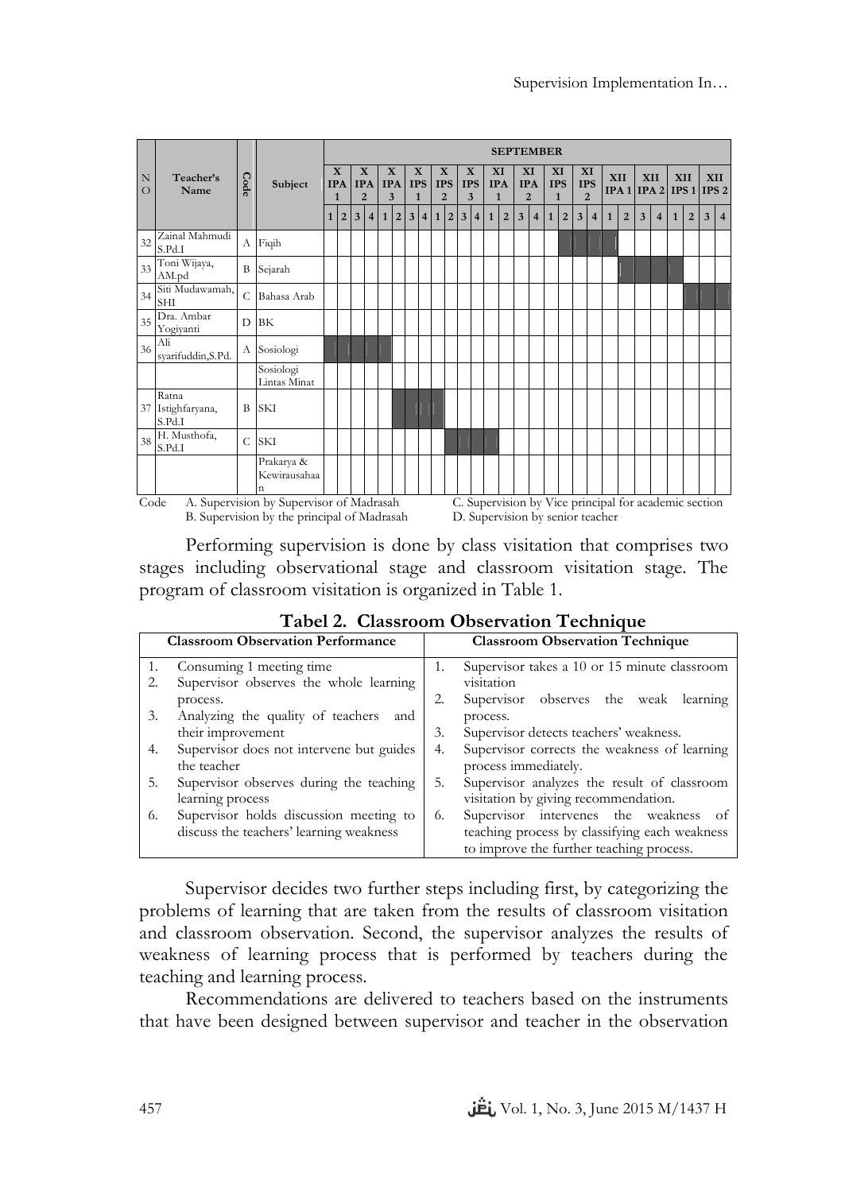| NO | Teacher's Name | Code | Subject | SEPTEMBER | | | | | | | | | | | | | | | | | | | | | | | | | | | | | | | | | | | | | | | | | | | | | | | |
|---|---|---|---|---|---|---|---|---|---|---|---|---|---|---|---|---|---|---|---|---|---|---|---|---|---|---|---|---|---|---|---|---|---|---|---|---|---|---|---|---|---|---|---|---|---|---|---|---|---|---|---|
| | | | | X IPA 1 | | | | X IPA 2 | | | | X IPA 3 | | | | X IPS 1 | | | | X IPS 2 | | | | X IPS 3 | | | | XI IPA 1 | | | | XI IPA 2 | | | | XI IPS 1 | | | | XI IPS 2 | | | | XII IPA 1 | | | | XII IPA 2 | | | | XII IPS 1 | | | | XII IPS 2 | | | |
| | | | | 1 | 2 | 3 | 4 | 1 | 2 | 3 | 4 | 1 | 2 | 3 | 4 | 1 | 2 | 3 | 4 | 1 | 2 | 3 | 4 | 1 | 2 | 3 | 4 | 1 | 2 | 3 | 4 | 1 | 2 | 3 | 4 | 1 | 2 | 3 | 4 | 1 | 2 | 3 | 4 | 1 | 2 | 3 | 4 | 1 | 2 | 3 | 4 |
| 32 | Zainal Mahmudi S.Pd.I | A | Fiqih | | | | | | | | | | | | | | | | | | | | | | | | | | | | | | | | | | | | | | | | | | | | | | | | |
| 33 | Toni Wijaya, AM.pd | B | Sejarah | | | | | | | | | | | | | | | | | | | | | | | | | | | | | | | | | | | | | | | | | | | | | | | | |
| 34 | Siti Mudawamah, SHI | C | Bahasa Arab | | | | | | | | | | | | | | | | | | | | | | | | | | | | | | | | | | | | | | | | | | | | | | | | |
| 35 | Dra. Ambar Yogiyanti | D | BK | | | | | | | | | | | | | | | | | | | | | | | | | | | | | | | | | | | | | | | | | | | | | | | | |
| 36 | Ali syarifuddin,S.Pd. | A | Sosiologi | | | | | | | | | | | | | | | | | | | | | | | | | | | | | | | | | | | | | | | | | | | | | | | | |
| | | | Sosiologi Lintas Minat | | | | | | | | | | | | | | | | | | | | | | | | | | | | | | | | | | | | | | | | | | | | | | | | |
| 37 | Ratna Istighfaryana, S.Pd.I | B | SKI | | | | | | | | | | | | | | | | | | | | | | | | | | | | | | | | | | | | | | | | | | | | | | | | |
| 38 | H. Musthofa, S.Pd.I | C | SKI | | | | | | | | | | | | | | | | | | | | | | | | | | | | | | | | | | | | | | | | | | | | | | | | |
| | | | Prakarya & Kewirausahaan | | | | | | | | | | | | | | | | | | | | | | | | | | | | | | | | | | | | | | | | | | | | | | | | |

Code
A. Supervision by Supervisor of Madrasah
B. Supervision by the principal of Madrasah
C. Supervision by Vice principal for academic section
D. Supervision by senior teacher

Performing supervision is done by class visitation that comprises two stages including observational stage and classroom visitation stage. The program of classroom visitation is organized in Table 1.

**Tabel 2. Classroom Observation Technique**

| Classroom Observation Performance | Classroom Observation Technique |
|---|---|
| 1. Consuming 1 meeting time | 1. Supervisor takes a 10 or 15 minute classroom visitation |
| 2. Supervisor observes the whole learning process. | 2. Supervisor observes the weak learning process. |
| 3. Analyzing the quality of teachers and their improvement | 3. Supervisor detects teachers' weakness. |
| 4. Supervisor does not intervene but guides the teacher | 4. Supervisor corrects the weakness of learning process immediately. |
| 5. Supervisor observes during the teaching learning process | 5. Supervisor analyzes the result of classroom visitation by giving recommendation. |
| 6. Supervisor holds discussion meeting to discuss the teachers' learning weakness | 6. Supervisor intervenes the weakness of teaching process by classifying each weakness to improve the further teaching process. |

Supervisor decides two further steps including first, by categorizing the problems of learning that are taken from the results of classroom visitation and classroom observation. Second, the supervisor analyzes the results of weakness of learning process that is performed by teachers during the teaching and learning process.

Recommendations are delivered to teachers based on the instruments that have been designed between supervisor and teacher in the observation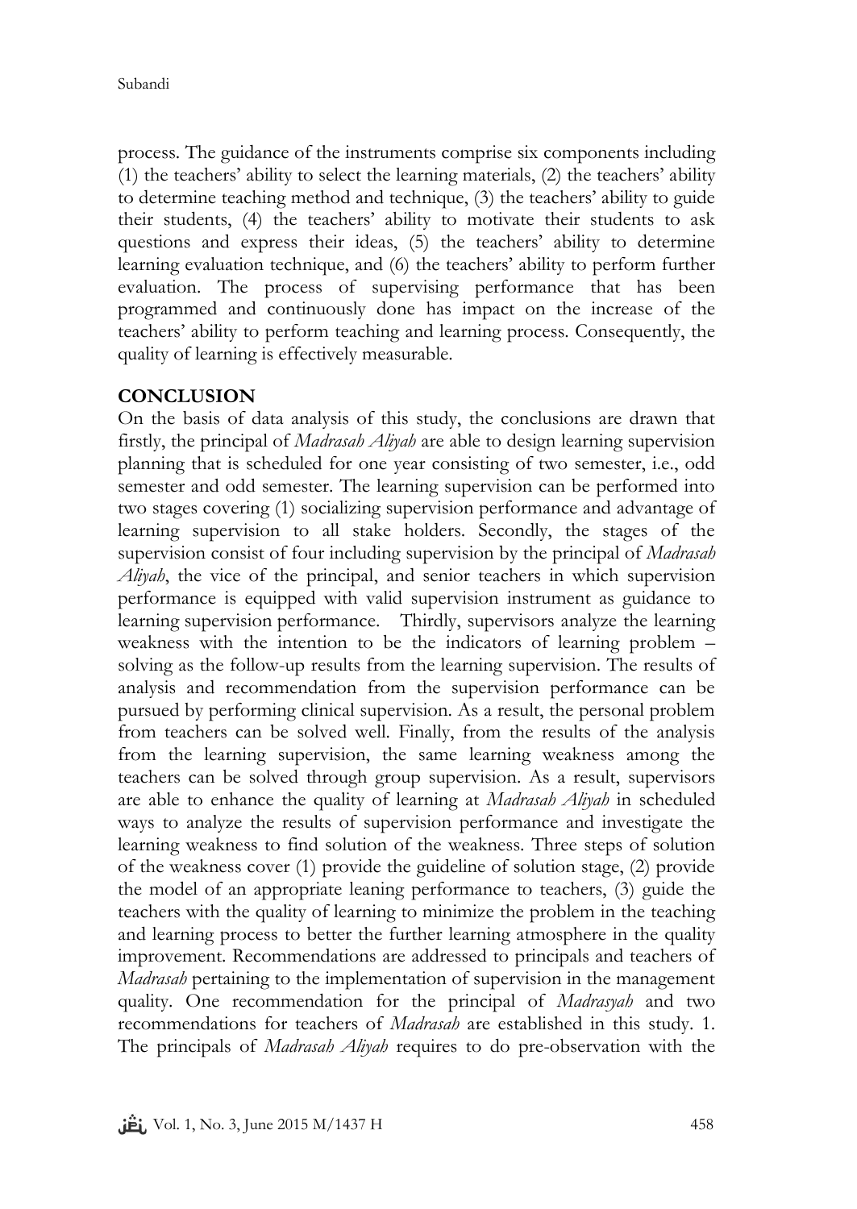process. The guidance of the instruments comprise six components including (1) the teachers' ability to select the learning materials, (2) the teachers' ability to determine teaching method and technique, (3) the teachers' ability to guide their students, (4) the teachers' ability to motivate their students to ask questions and express their ideas, (5) the teachers' ability to determine learning evaluation technique, and (6) the teachers' ability to perform further evaluation. The process of supervising performance that has been programmed and continuously done has impact on the increase of the teachers' ability to perform teaching and learning process. Consequently, the quality of learning is effectively measurable.

## CONCLUSION

On the basis of data analysis of this study, the conclusions are drawn that firstly, the principal of *Madrasah Aliyah* are able to design learning supervision planning that is scheduled for one year consisting of two semester, i.e., odd semester and odd semester. The learning supervision can be performed into two stages covering (1) socializing supervision performance and advantage of learning supervision to all stake holders. Secondly, the stages of the supervision consist of four including supervision by the principal of *Madrasah Aliyah*, the vice of the principal, and senior teachers in which supervision performance is equipped with valid supervision instrument as guidance to learning supervision performance. Thirdly, supervisors analyze the learning weakness with the intention to be the indicators of learning problem – solving as the follow-up results from the learning supervision. The results of analysis and recommendation from the supervision performance can be pursued by performing clinical supervision. As a result, the personal problem from teachers can be solved well. Finally, from the results of the analysis from the learning supervision, the same learning weakness among the teachers can be solved through group supervision. As a result, supervisors are able to enhance the quality of learning at *Madrasah Aliyah* in scheduled ways to analyze the results of supervision performance and investigate the learning weakness to find solution of the weakness. Three steps of solution of the weakness cover (1) provide the guideline of solution stage, (2) provide the model of an appropriate leaning performance to teachers, (3) guide the teachers with the quality of learning to minimize the problem in the teaching and learning process to better the further learning atmosphere in the quality improvement. Recommendations are addressed to principals and teachers of *Madrasah* pertaining to the implementation of supervision in the management quality. One recommendation for the principal of *Madrasyah* and two recommendations for teachers of *Madrasah* are established in this study. 1. The principals of *Madrasah Aliyah* requires to do pre-observation with the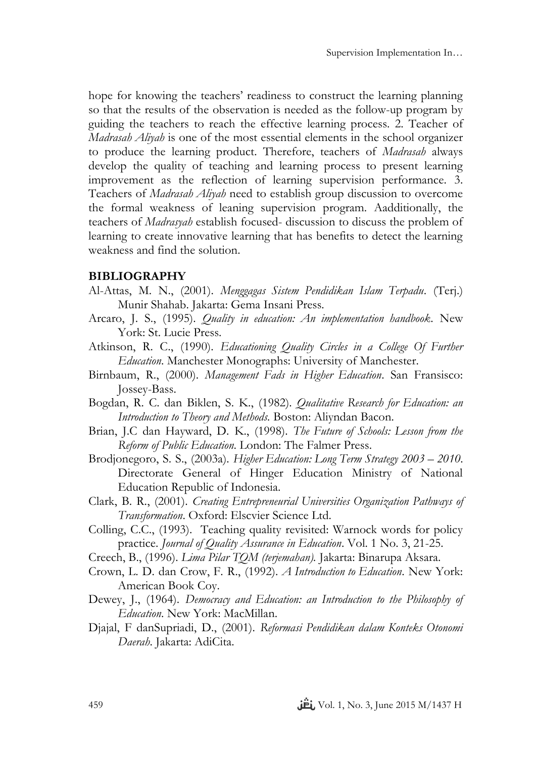hope for knowing the teachers' readiness to construct the learning planning so that the results of the observation is needed as the follow-up program by guiding the teachers to reach the effective learning process. 2. Teacher of *Madrasah Aliyah* is one of the most essential elements in the school organizer to produce the learning product. Therefore, teachers of *Madrasah* always develop the quality of teaching and learning process to present learning improvement as the reflection of learning supervision performance. 3. Teachers of *Madrasah Aliyah* need to establish group discussion to overcome the formal weakness of leaning supervision program. Aadditionally, the teachers of *Madrasyah* establish focused- discussion to discuss the problem of learning to create innovative learning that has benefits to detect the learning weakness and find the solution.

## BIBLIOGRAPHY

Al-Attas, M. N., (2001). *Menggagas Sistem Pendidikan Islam Terpadu*. (Terj.) Munir Shahab. Jakarta: Gema Insani Press.

Arcaro, J. S., (1995). *Quality in education: An implementation handbook*. New York: St. Lucie Press.

Atkinson, R. C., (1990). *Educationing Quality Circles in a College Of Further Education*. Manchester Monographs: University of Manchester.

Birnbaum, R., (2000). *Management Fads in Higher Education*. San Fransisco: Jossey-Bass.

Bogdan, R. C. dan Biklen, S. K., (1982). *Qualitative Research for Education: an Introduction to Theory and Methods.* Boston: Aliyndan Bacon.

Brian, J.C dan Hayward, D. K., (1998). *The Future of Schools: Lesson from the Reform of Public Education*. London: The Falmer Press.

Brodjonegoro, S. S., (2003a). *Higher Education: Long Term Strategy 2003 – 2010*. Directorate General of Hinger Education Ministry of National Education Republic of Indonesia.

Clark, B. R., (2001). *Creating Entrepreneurial Universities Organization Pathways of Transformation*. Oxford: Elscvier Science Ltd.

Colling, C.C., (1993). Teaching quality revisited: Warnock words for policy practice. *Journal of Quality Assurance in Education*. Vol. 1 No. 3, 21-25.

Creech, B., (1996). *Lima Pilar TQM (terjemahan).* Jakarta: Binarupa Aksara.

Crown, L. D. dan Crow, F. R., (1992). *A Introduction to Education*. New York: American Book Coy.

Dewey, J., (1964). *Democracy and Education: an Introduction to the Philosophy of Education*. New York: MacMillan.

Djajal, F danSupriadi, D., (2001). *Reformasi Pendidikan dalam Konteks Otonomi Daerah*. Jakarta: AdiCita.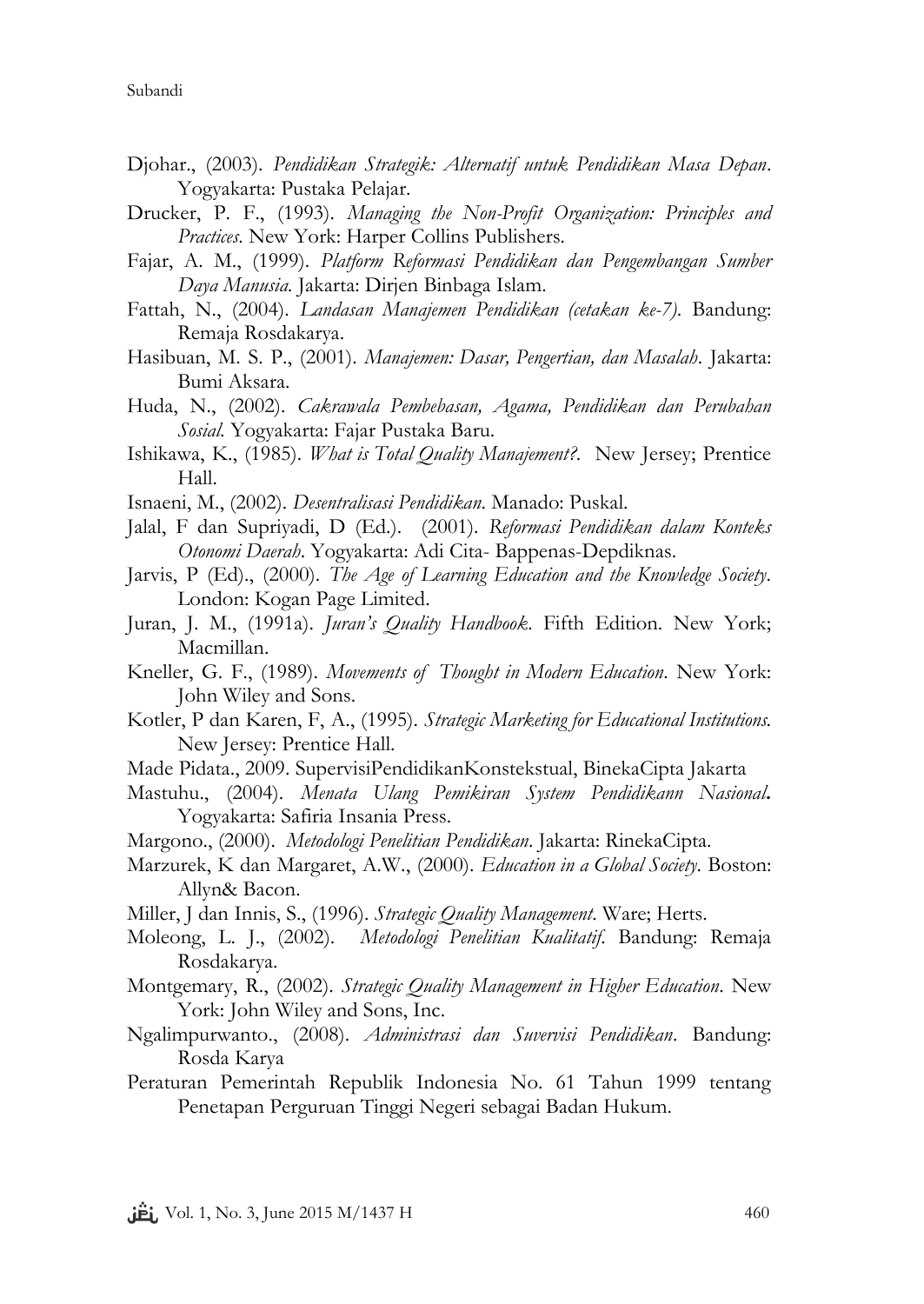Djohar., (2003). *Pendidikan Strategik: Alternatif untuk Pendidikan Masa Depan*. Yogyakarta: Pustaka Pelajar.

Drucker, P. F., (1993). *Managing the Non-Profit Organization: Principles and Practices*. New York: Harper Collins Publishers.

Fajar, A. M., (1999). *Platform Reformasi Pendidikan dan Pengembangan Sumber Daya Manusia*. Jakarta: Dirjen Binbaga Islam.

Fattah, N., (2004). *Landasan Manajemen Pendidikan (cetakan ke-7)*. Bandung: Remaja Rosdakarya.

Hasibuan, M. S. P., (2001). *Manajemen: Dasar, Pengertian, dan Masalah*. Jakarta: Bumi Aksara.

Huda, N., (2002). *Cakrawala Pembebasan, Agama, Pendidikan dan Perubahan Sosial*. Yogyakarta: Fajar Pustaka Baru.

Ishikawa, K., (1985). *What is Total Quality Manajement?*. New Jersey; Prentice Hall.

Isnaeni, M., (2002). *Desentralisasi Pendidikan*. Manado: Puskal.

Jalal, F dan Supriyadi, D (Ed.). (2001). *Reformasi Pendidikan dalam Konteks Otonomi Daerah*. Yogyakarta: Adi Cita- Bappenas-Depdiknas.

Jarvis, P (Ed)., (2000). *The Age of Learning Education and the Knowledge Society*. London: Kogan Page Limited.

Juran, J. M., (1991a). *Juran's Quality Handbook*. Fifth Edition. New York; Macmillan.

Kneller, G. F., (1989). *Movements of Thought in Modern Education*. New York: John Wiley and Sons.

Kotler, P dan Karen, F, A., (1995). *Strategic Marketing for Educational Institutions.* New Jersey: Prentice Hall.

Made Pidata., 2009. SupervisiPendidikanKonstekstual, BinekaCipta Jakarta

Mastuhu., (2004). *Menata Ulang Pemikiran System Pendidikann Nasional***.** Yogyakarta: Safiria Insania Press.

Margono., (2000). *Metodologi Penelitian Pendidikan*. Jakarta: RinekaCipta.

Marzurek, K dan Margaret, A.W., (2000). *Education in a Global Society*. Boston: Allyn& Bacon.

Miller, J dan Innis, S., (1996). *Strategic Quality Management*. Ware; Herts.

Moleong, L. J., (2002). *Metodologi Penelitian Kualitatif*. Bandung: Remaja Rosdakarya.

Montgemary, R., (2002). *Strategic Quality Management in Higher Education*. New York: John Wiley and Sons, Inc.

Ngalimpurwanto., (2008). *Administrasi dan Suvervisi Pendidikan*. Bandung: Rosda Karya

Peraturan Pemerintah Republik Indonesia No. 61 Tahun 1999 tentang Penetapan Perguruan Tinggi Negeri sebagai Badan Hukum.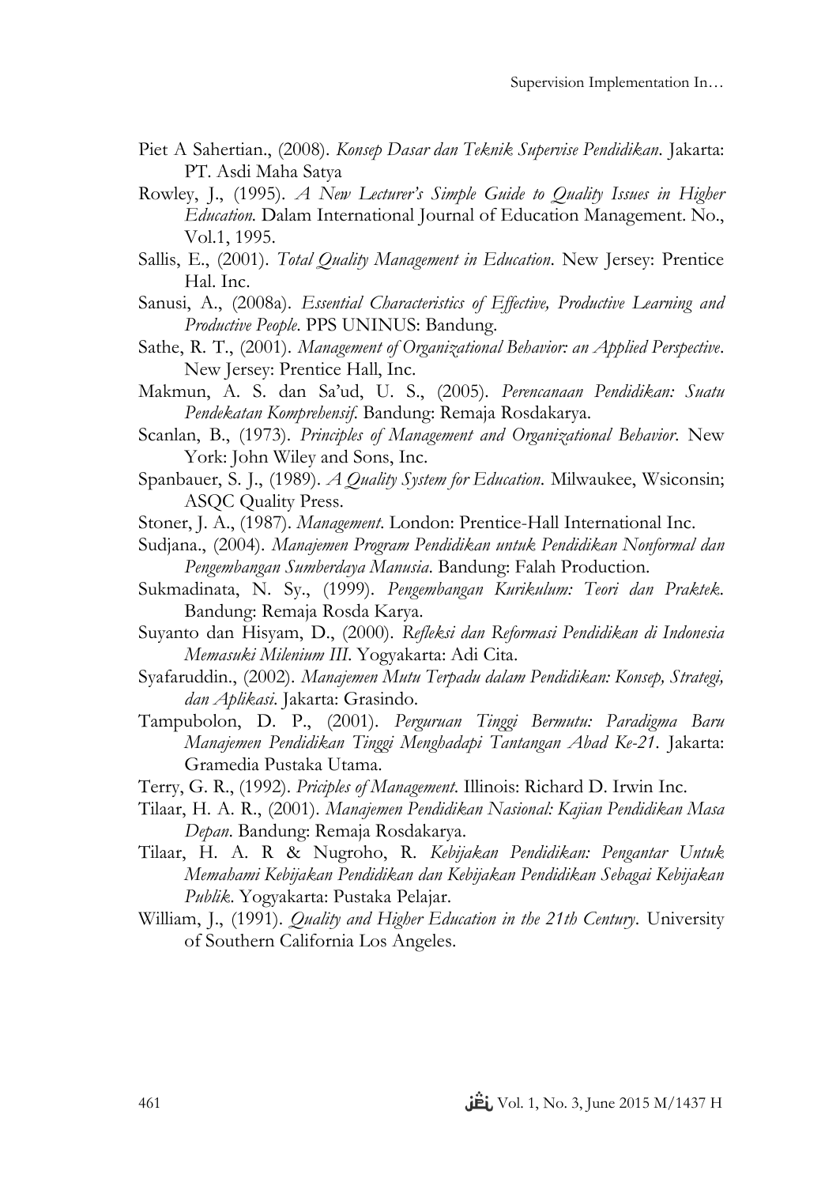Piet A Sahertian., (2008). *Konsep Dasar dan Teknik Supervise Pendidikan*. Jakarta: PT. Asdi Maha Satya

Rowley, J., (1995). *A New Lecturer's Simple Guide to Quality Issues in Higher Education.* Dalam International Journal of Education Management. No., Vol.1, 1995.

Sallis, E., (2001). *Total Quality Management in Education*. New Jersey: Prentice Hal. Inc.

Sanusi, A., (2008a). *Essential Characteristics of Effective, Productive Learning and Productive People*. PPS UNINUS: Bandung.

Sathe, R. T., (2001). *Management of Organizational Behavior: an Applied Perspective*. New Jersey: Prentice Hall, Inc.

Makmun, A. S. dan Sa'ud, U. S., (2005). *Perencanaan Pendidikan: Suatu Pendekatan Komprehensif*. Bandung: Remaja Rosdakarya.

Scanlan, B., (1973). *Principles of Management and Organizational Behavior*. New York: John Wiley and Sons, Inc.

Spanbauer, S. J., (1989). *A Quality System for Education*. Milwaukee, Wsiconsin; ASQC Quality Press.

Stoner, J. A., (1987). *Management*. London: Prentice-Hall International Inc.

Sudjana., (2004). *Manajemen Program Pendidikan untuk Pendidikan Nonformal dan Pengembangan Sumberdaya Manusia*. Bandung: Falah Production.

Sukmadinata, N. Sy., (1999). *Pengembangan Kurikulum: Teori dan Praktek*. Bandung: Remaja Rosda Karya.

Suyanto dan Hisyam, D., (2000). *Refleksi dan Reformasi Pendidikan di Indonesia Memasuki Milenium III*. Yogyakarta: Adi Cita.

Syafaruddin., (2002). *Manajemen Mutu Terpadu dalam Pendidikan: Konsep, Strategi, dan Aplikasi*. Jakarta: Grasindo.

Tampubolon, D. P., (2001). *Perguruan Tinggi Bermutu: Paradigma Baru Manajemen Pendidikan Tinggi Menghadapi Tantangan Abad Ke-21*. Jakarta: Gramedia Pustaka Utama.

Terry, G. R., (1992). *Priciples of Management*. Illinois: Richard D. Irwin Inc.

Tilaar, H. A. R., (2001). *Manajemen Pendidikan Nasional: Kajian Pendidikan Masa Depan*. Bandung: Remaja Rosdakarya.

Tilaar, H. A. R & Nugroho, R. *Kebijakan Pendidikan: Pengantar Untuk Memahami Kebijakan Pendidikan dan Kebijakan Pendidikan Sebagai Kebijakan Publik*. Yogyakarta: Pustaka Pelajar.

William, J., (1991). *Quality and Higher Education in the 21th Century*. University of Southern California Los Angeles.